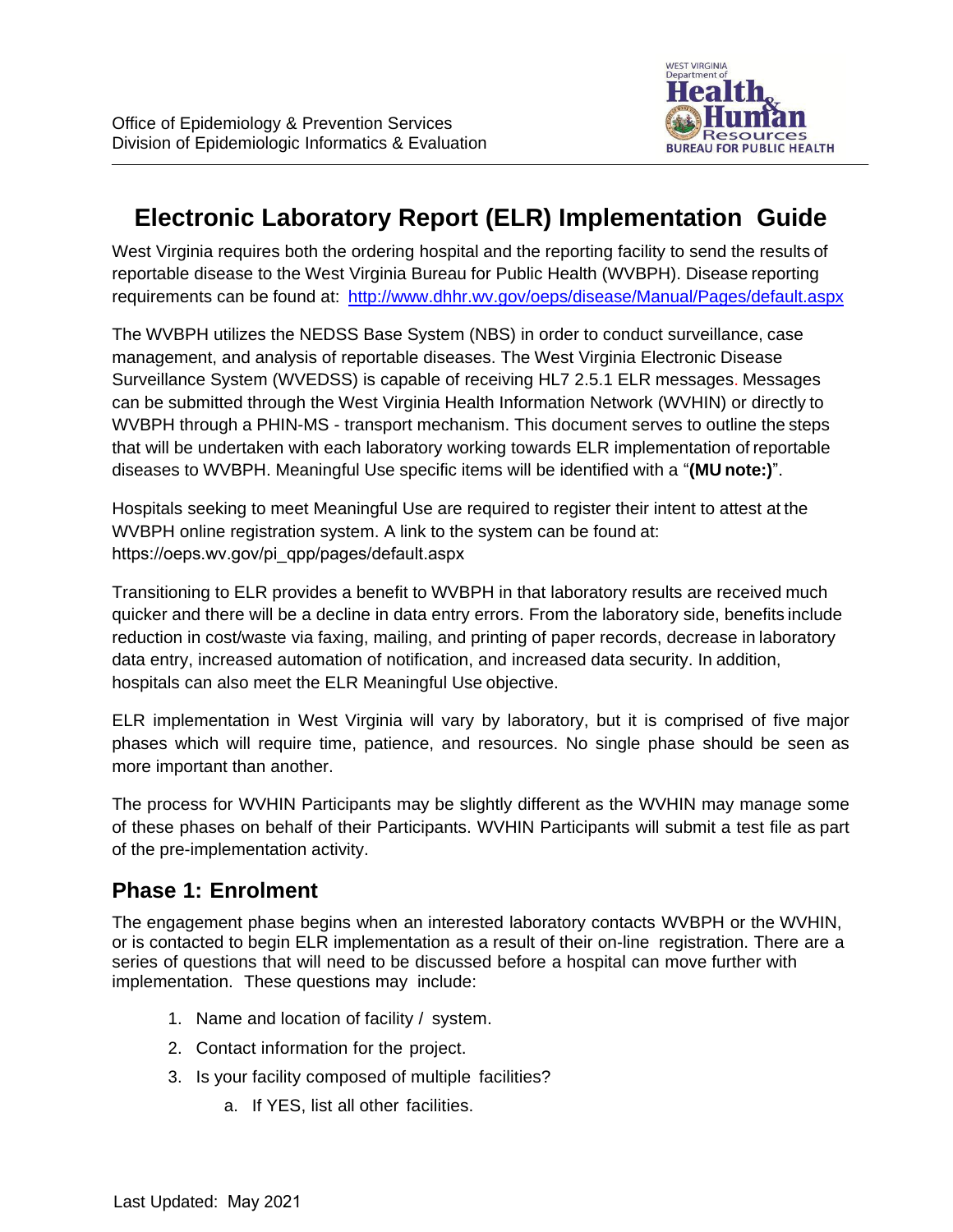Office of Epidemiology & Prevention Services
Division of Epidemiologic Informatics & Evaluation

# Electronic Laboratory Report (ELR) Implementation Guide

West Virginia requires both the ordering hospital and the reporting facility to send the results of reportable disease to the West Virginia Bureau for Public Health (WVBPH). Disease reporting requirements can be found at: http://www.dhhr.wv.gov/oeps/disease/Manual/Pages/default.aspx

The WVBPH utilizes the NEDSS Base System (NBS) in order to conduct surveillance, case management, and analysis of reportable diseases. The West Virginia Electronic Disease Surveillance System (WVEDSS) is capable of receiving HL7 2.5.1 ELR messages. Messages can be submitted through the West Virginia Health Information Network (WVHIN) or directly to WVBPH through a PHIN-MS - transport mechanism. This document serves to outline the steps that will be undertaken with each laboratory working towards ELR implementation of reportable diseases to WVBPH. Meaningful Use specific items will be identified with a "**(MU note:)**".

Hospitals seeking to meet Meaningful Use are required to register their intent to attest at the WVBPH online registration system. A link to the system can be found at: https://oeps.wv.gov/pi_qpp/pages/default.aspx

Transitioning to ELR provides a benefit to WVBPH in that laboratory results are received much quicker and there will be a decline in data entry errors. From the laboratory side, benefits include reduction in cost/waste via faxing, mailing, and printing of paper records, decrease in laboratory data entry, increased automation of notification, and increased data security. In addition, hospitals can also meet the ELR Meaningful Use objective.

ELR implementation in West Virginia will vary by laboratory, but it is comprised of five major phases which will require time, patience, and resources. No single phase should be seen as more important than another.

The process for WVHIN Participants may be slightly different as the WVHIN may manage some of these phases on behalf of their Participants. WVHIN Participants will submit a test file as part of the pre-implementation activity.

## Phase 1: Enrolment

The engagement phase begins when an interested laboratory contacts WVBPH or the WVHIN, or is contacted to begin ELR implementation as a result of their on-line registration. There are a series of questions that will need to be discussed before a hospital can move further with implementation. These questions may include:

1. Name and location of facility / system.
2. Contact information for the project.
3. Is your facility composed of multiple facilities?
   a. If YES, list all other facilities.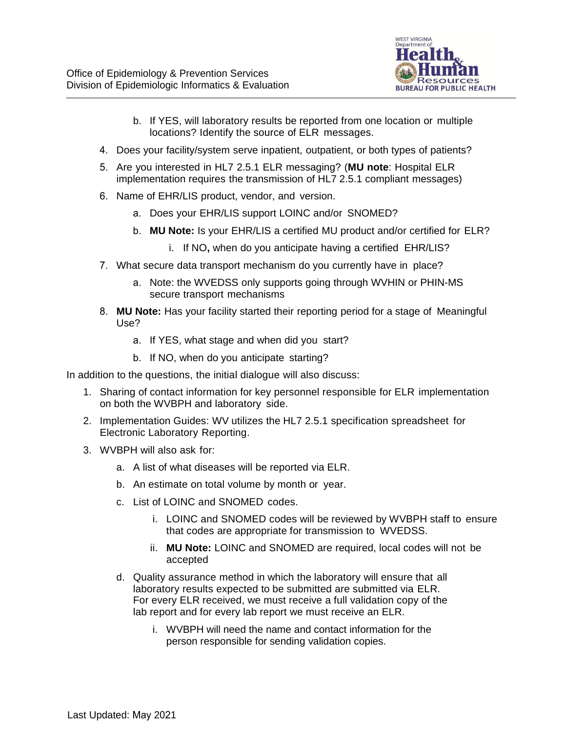b. If YES, will laboratory results be reported from one location or multiple locations? Identify the source of ELR messages.

4. Does your facility/system serve inpatient, outpatient, or both types of patients?
5. Are you interested in HL7 2.5.1 ELR messaging? (**MU note**: Hospital ELR implementation requires the transmission of HL7 2.5.1 compliant messages)
6. Name of EHR/LIS product, vendor, and version.
   a. Does your EHR/LIS support LOINC and/or SNOMED?
   b. **MU Note:** Is your EHR/LIS a certified MU product and/or certified for ELR?
      i. If NO**,** when do you anticipate having a certified EHR/LIS?
7. What secure data transport mechanism do you currently have in place?
   a. Note: the WVEDSS only supports going through WVHIN or PHIN-MS secure transport mechanisms
8. **MU Note:** Has your facility started their reporting period for a stage of Meaningful Use?
   a. If YES, what stage and when did you start?
   b. If NO, when do you anticipate starting?

In addition to the questions, the initial dialogue will also discuss:

1. Sharing of contact information for key personnel responsible for ELR implementation on both the WVBPH and laboratory side.
2. Implementation Guides: WV utilizes the HL7 2.5.1 specification spreadsheet for Electronic Laboratory Reporting.
3. WVBPH will also ask for:
   a. A list of what diseases will be reported via ELR.
   b. An estimate on total volume by month or year.
   c. List of LOINC and SNOMED codes.
      i. LOINC and SNOMED codes will be reviewed by WVBPH staff to ensure that codes are appropriate for transmission to WVEDSS.
      ii. **MU Note:** LOINC and SNOMED are required, local codes will not be accepted
   d. Quality assurance method in which the laboratory will ensure that all laboratory results expected to be submitted are submitted via ELR. For every ELR received, we must receive a full validation copy of the lab report and for every lab report we must receive an ELR.
      i. WVBPH will need the name and contact information for the person responsible for sending validation copies.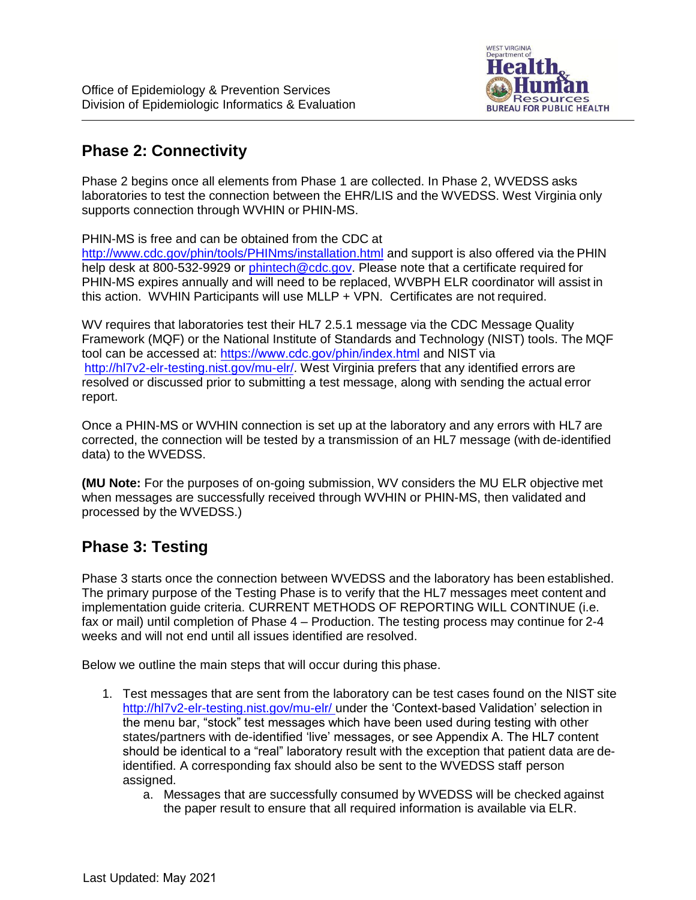## Phase 2: Connectivity

Phase 2 begins once all elements from Phase 1 are collected. In Phase 2, WVEDSS asks laboratories to test the connection between the EHR/LIS and the WVEDSS. West Virginia only supports connection through WVHIN or PHIN-MS.

PHIN-MS is free and can be obtained from the CDC at http://www.cdc.gov/phin/tools/PHINms/installation.html and support is also offered via the PHIN help desk at 800-532-9929 or phintech@cdc.gov. Please note that a certificate required for PHIN-MS expires annually and will need to be replaced, WVBPH ELR coordinator will assist in this action. WVHIN Participants will use MLLP + VPN. Certificates are not required.

WV requires that laboratories test their HL7 2.5.1 message via the CDC Message Quality Framework (MQF) or the National Institute of Standards and Technology (NIST) tools. The MQF tool can be accessed at: https://www.cdc.gov/phin/index.html and NIST via http://hl7v2-elr-testing.nist.gov/mu-elr/. West Virginia prefers that any identified errors are resolved or discussed prior to submitting a test message, along with sending the actual error report.

Once a PHIN-MS or WVHIN connection is set up at the laboratory and any errors with HL7 are corrected, the connection will be tested by a transmission of an HL7 message (with de-identified data) to the WVEDSS.

**(MU Note:** For the purposes of on-going submission, WV considers the MU ELR objective met when messages are successfully received through WVHIN or PHIN-MS, then validated and processed by the WVEDSS.)

## Phase 3: Testing

Phase 3 starts once the connection between WVEDSS and the laboratory has been established. The primary purpose of the Testing Phase is to verify that the HL7 messages meet content and implementation guide criteria. CURRENT METHODS OF REPORTING WILL CONTINUE (i.e. fax or mail) until completion of Phase 4 – Production. The testing process may continue for 2-4 weeks and will not end until all issues identified are resolved.

Below we outline the main steps that will occur during this phase.

1. Test messages that are sent from the laboratory can be test cases found on the NIST site http://hl7v2-elr-testing.nist.gov/mu-elr/ under the 'Context-based Validation' selection in the menu bar, "stock" test messages which have been used during testing with other states/partners with de-identified 'live' messages, or see Appendix A. The HL7 content should be identical to a "real" laboratory result with the exception that patient data are de-identified. A corresponding fax should also be sent to the WVEDSS staff person assigned.
    a. Messages that are successfully consumed by WVEDSS will be checked against the paper result to ensure that all required information is available via ELR.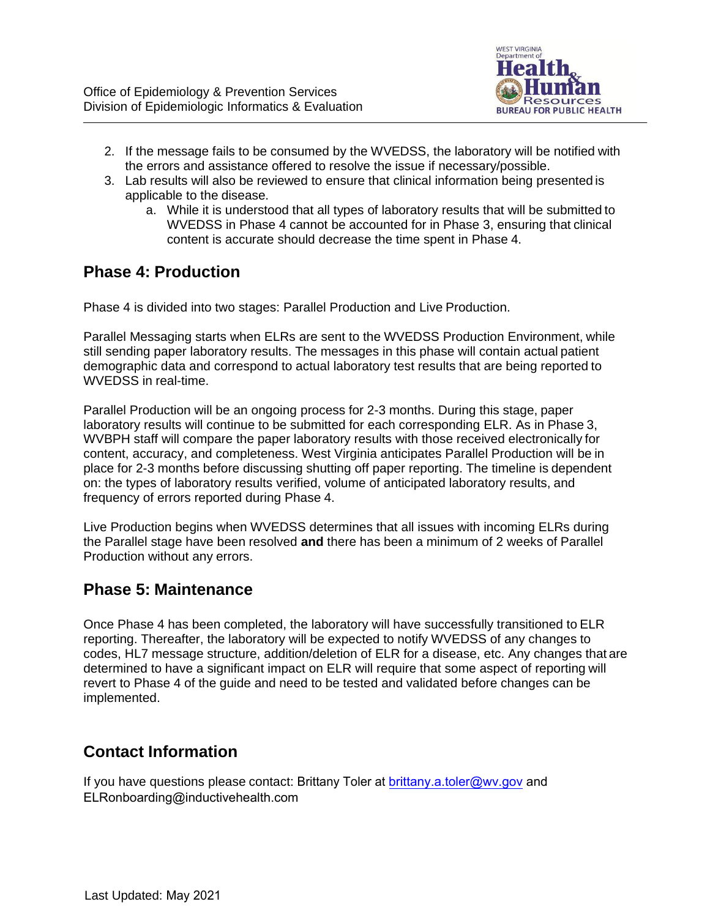2. If the message fails to be consumed by the WVEDSS, the laboratory will be notified with the errors and assistance offered to resolve the issue if necessary/possible.
3. Lab results will also be reviewed to ensure that clinical information being presented is applicable to the disease.
    a. While it is understood that all types of laboratory results that will be submitted to WVEDSS in Phase 4 cannot be accounted for in Phase 3, ensuring that clinical content is accurate should decrease the time spent in Phase 4.

## Phase 4: Production

Phase 4 is divided into two stages: Parallel Production and Live Production.

Parallel Messaging starts when ELRs are sent to the WVEDSS Production Environment, while still sending paper laboratory results. The messages in this phase will contain actual patient demographic data and correspond to actual laboratory test results that are being reported to WVEDSS in real-time.

Parallel Production will be an ongoing process for 2-3 months. During this stage, paper laboratory results will continue to be submitted for each corresponding ELR. As in Phase 3, WVBPH staff will compare the paper laboratory results with those received electronically for content, accuracy, and completeness. West Virginia anticipates Parallel Production will be in place for 2-3 months before discussing shutting off paper reporting. The timeline is dependent on: the types of laboratory results verified, volume of anticipated laboratory results, and frequency of errors reported during Phase 4.

Live Production begins when WVEDSS determines that all issues with incoming ELRs during the Parallel stage have been resolved **and** there has been a minimum of 2 weeks of Parallel Production without any errors.

## Phase 5: Maintenance

Once Phase 4 has been completed, the laboratory will have successfully transitioned to ELR reporting. Thereafter, the laboratory will be expected to notify WVEDSS of any changes to codes, HL7 message structure, addition/deletion of ELR for a disease, etc. Any changes that are determined to have a significant impact on ELR will require that some aspect of reporting will revert to Phase 4 of the guide and need to be tested and validated before changes can be implemented.

## Contact Information

If you have questions please contact: Brittany Toler at brittany.a.toler@wv.gov and ELRonboarding@inductivehealth.com

Last Updated: May 2021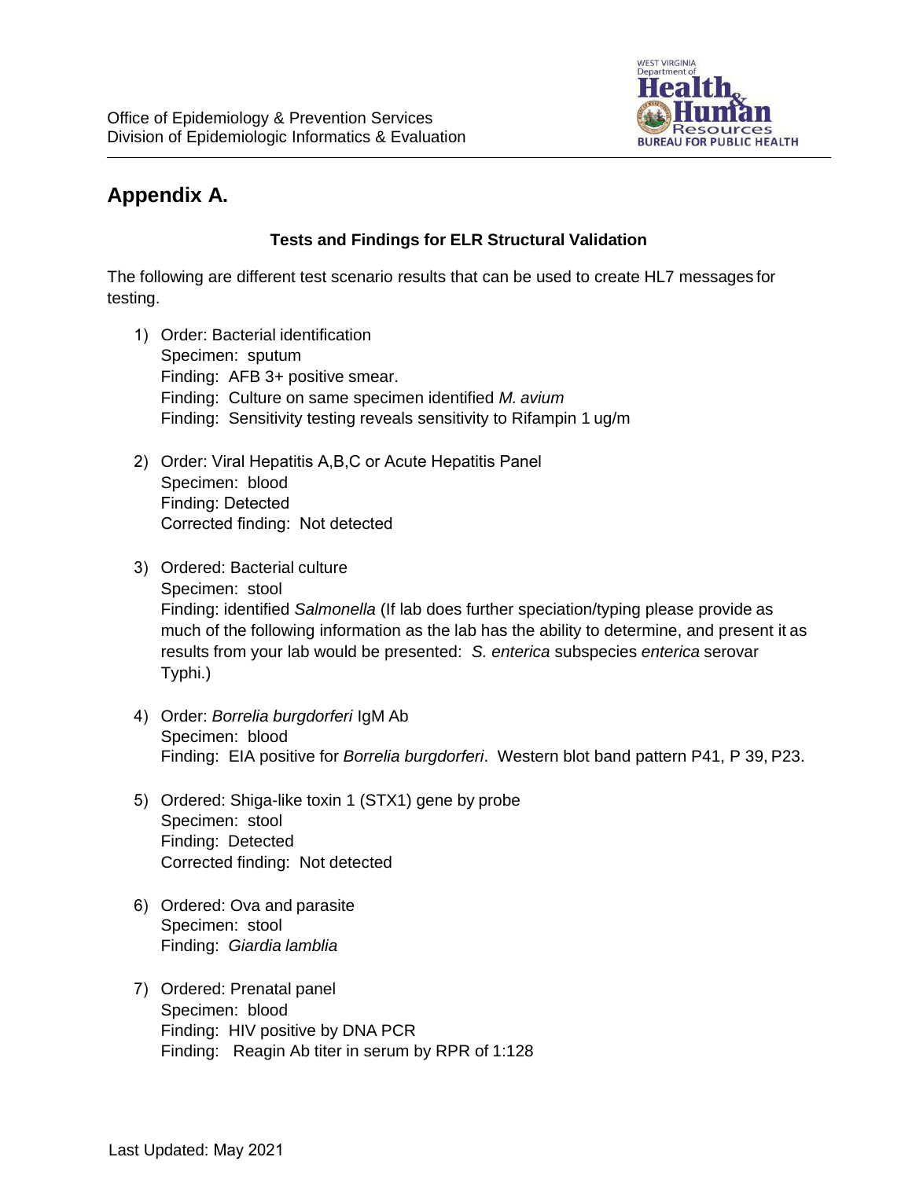## Appendix A.

**Tests and Findings for ELR Structural Validation**

The following are different test scenario results that can be used to create HL7 messages for testing.

1) Order: Bacterial identification
   Specimen: sputum
   Finding: AFB 3+ positive smear.
   Finding: Culture on same specimen identified *M. avium*
   Finding: Sensitivity testing reveals sensitivity to Rifampin 1 ug/m

2) Order: Viral Hepatitis A,B,C or Acute Hepatitis Panel
   Specimen: blood
   Finding: Detected
   Corrected finding: Not detected

3) Ordered: Bacterial culture
   Specimen: stool
   Finding: identified *Salmonella* (If lab does further speciation/typing please provide as much of the following information as the lab has the ability to determine, and present it as results from your lab would be presented: *S. enterica* subspecies *enterica* serovar Typhi.)

4) Order: *Borrelia burgdorferi* IgM Ab
   Specimen: blood
   Finding: EIA positive for *Borrelia burgdorferi*. Western blot band pattern P41, P 39, P23.

5) Ordered: Shiga-like toxin 1 (STX1) gene by probe
   Specimen: stool
   Finding: Detected
   Corrected finding: Not detected

6) Ordered: Ova and parasite
   Specimen: stool
   Finding: *Giardia lamblia*

7) Ordered: Prenatal panel
   Specimen: blood
   Finding: HIV positive by DNA PCR
   Finding: Reagin Ab titer in serum by RPR of 1:128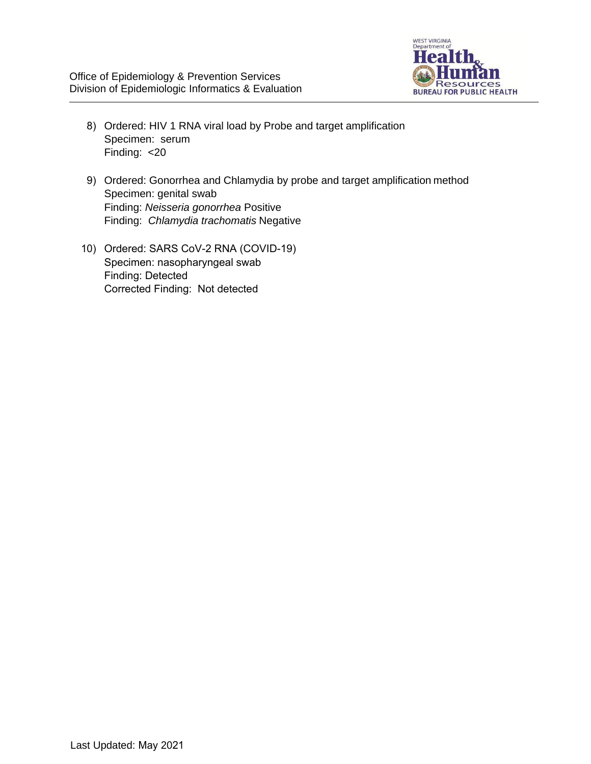8) Ordered: HIV 1 RNA viral load by Probe and target amplification
   Specimen: serum
   Finding: <20

9) Ordered: Gonorrhea and Chlamydia by probe and target amplification method
   Specimen: genital swab
   Finding: *Neisseria gonorrhea* Positive
   Finding: *Chlamydia trachomatis* Negative

10) Ordered: SARS CoV-2 RNA (COVID-19)
    Specimen: nasopharyngeal swab
    Finding: Detected
    Corrected Finding: Not detected